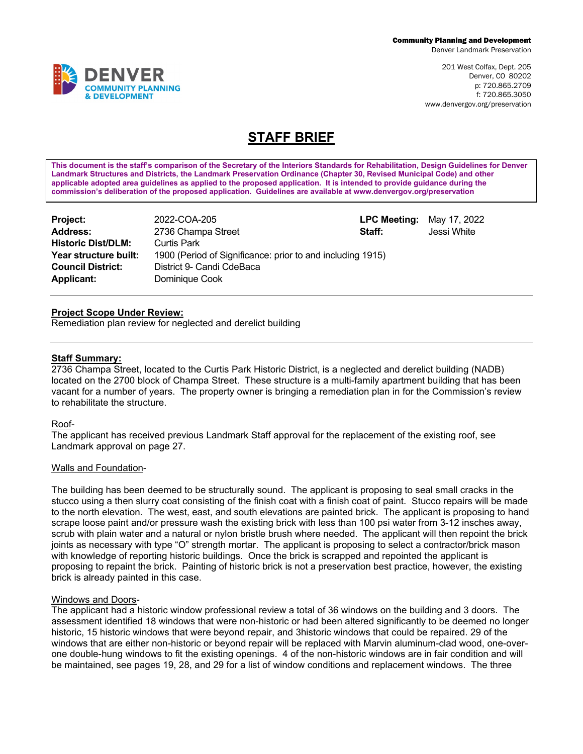Community Planning and Development
Denver Landmark Preservation

201 West Colfax, Dept. 205
Denver, CO 80202
p: 720.865.2709
f: 720.865.3050
www.denvergov.org/preservation

DENVER COMMUNITY PLANNING & DEVELOPMENT

# STAFF BRIEF

**This document is the staff's comparison of the Secretary of the Interiors Standards for Rehabilitation, Design Guidelines for Denver Landmark Structures and Districts, the Landmark Preservation Ordinance (Chapter 30, Revised Municipal Code) and other applicable adopted area guidelines as applied to the proposed application. It is intended to provide guidance during the commission's deliberation of the proposed application. Guidelines are available at www.denvergov.org/preservation**

| | | | |
|---|---|---|---|
| **Project:** | 2022-COA-205 | **LPC Meeting:** | May 17, 2022 |
| **Address:** | 2736 Champa Street | **Staff:** | Jessi White |
| **Historic Dist/DLM:** | Curtis Park | | |
| **Year structure built:** | 1900 (Period of Significance: prior to and including 1915) | | |
| **Council District:** | District 9- Candi CdeBaca | | |
| **Applicant:** | Dominique Cook | | |

**Project Scope Under Review:**
Remediation plan review for neglected and derelict building

**Staff Summary:**
2736 Champa Street, located to the Curtis Park Historic District, is a neglected and derelict building (NADB) located on the 2700 block of Champa Street. These structure is a multi-family apartment building that has been vacant for a number of years. The property owner is bringing a remediation plan in for the Commission's review to rehabilitate the structure.

Roof-
The applicant has received previous Landmark Staff approval for the replacement of the existing roof, see Landmark approval on page 27.

Walls and Foundation-

The building has been deemed to be structurally sound. The applicant is proposing to seal small cracks in the stucco using a then slurry coat consisting of the finish coat with a finish coat of paint. Stucco repairs will be made to the north elevation. The west, east, and south elevations are painted brick. The applicant is proposing to hand scrape loose paint and/or pressure wash the existing brick with less than 100 psi water from 3-12 insches away, scrub with plain water and a natural or nylon bristle brush where needed. The applicant will then repoint the brick joints as necessary with type "O" strength mortar. The applicant is proposing to select a contractor/brick mason with knowledge of reporting historic buildings. Once the brick is scrapped and repointed the applicant is proposing to repaint the brick. Painting of historic brick is not a preservation best practice, however, the existing brick is already painted in this case.

Windows and Doors-
The applicant had a historic window professional review a total of 36 windows on the building and 3 doors. The assessment identified 18 windows that were non-historic or had been altered significantly to be deemed no longer historic, 15 historic windows that were beyond repair, and 3historic windows that could be repaired. 29 of the windows that are either non-historic or beyond repair will be replaced with Marvin aluminum-clad wood, one-over-one double-hung windows to fit the existing openings. 4 of the non-historic windows are in fair condition and will be maintained, see pages 19, 28, and 29 for a list of window conditions and replacement windows. The three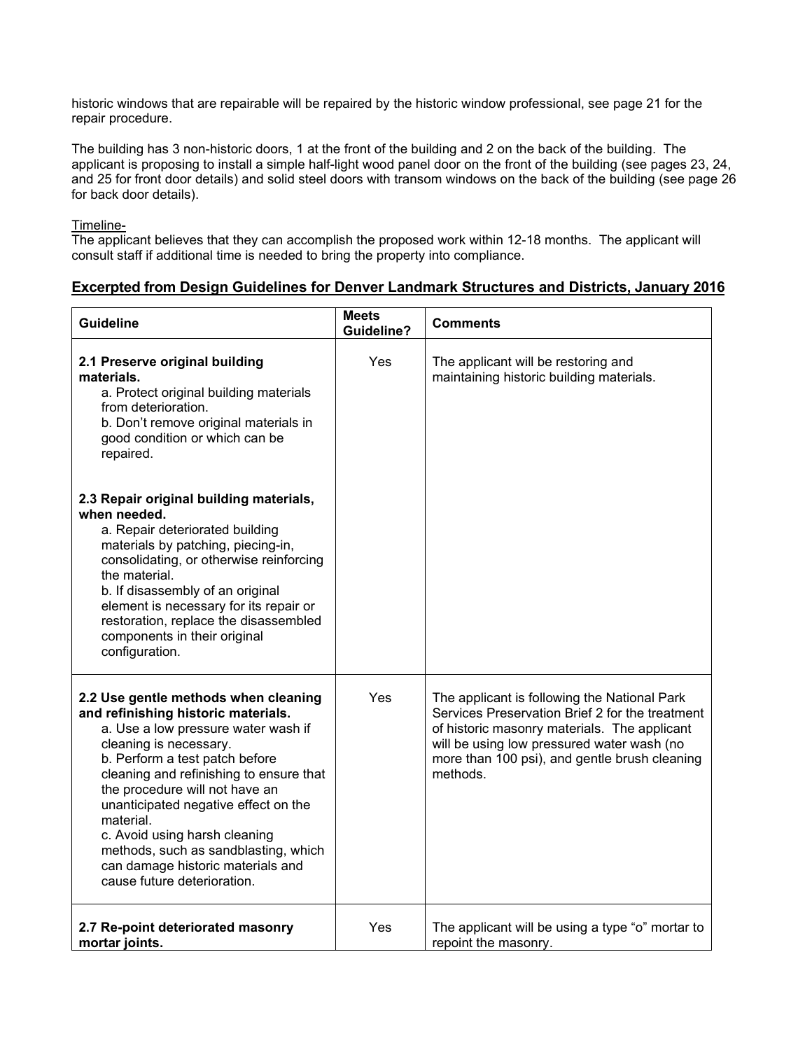historic windows that are repairable will be repaired by the historic window professional, see page 21 for the repair procedure.

The building has 3 non-historic doors, 1 at the front of the building and 2 on the back of the building. The applicant is proposing to install a simple half-light wood panel door on the front of the building (see pages 23, 24, and 25 for front door details) and solid steel doors with transom windows on the back of the building (see page 26 for back door details).

Timeline-

The applicant believes that they can accomplish the proposed work within 12-18 months. The applicant will consult staff if additional time is needed to bring the property into compliance.

## Excerpted from Design Guidelines for Denver Landmark Structures and Districts, January 2016

| Guideline | Meets Guideline? | Comments |
|---|---|---|
| **2.1 Preserve original building materials.**<br>a. Protect original building materials from deterioration.<br>b. Don't remove original materials in good condition or which can be repaired.<br><br>**2.3 Repair original building materials, when needed.**<br>a. Repair deteriorated building materials by patching, piecing-in, consolidating, or otherwise reinforcing the material.<br>b. If disassembly of an original element is necessary for its repair or restoration, replace the disassembled components in their original configuration. | Yes | The applicant will be restoring and maintaining historic building materials. |
| **2.2 Use gentle methods when cleaning and refinishing historic materials.**<br>a. Use a low pressure water wash if cleaning is necessary.<br>b. Perform a test patch before cleaning and refinishing to ensure that the procedure will not have an unanticipated negative effect on the material.<br>c. Avoid using harsh cleaning methods, such as sandblasting, which can damage historic materials and cause future deterioration. | Yes | The applicant is following the National Park Services Preservation Brief 2 for the treatment of historic masonry materials. The applicant will be using low pressured water wash (no more than 100 psi), and gentle brush cleaning methods. |
| **2.7 Re-point deteriorated masonry mortar joints.** | Yes | The applicant will be using a type "o" mortar to repoint the masonry. |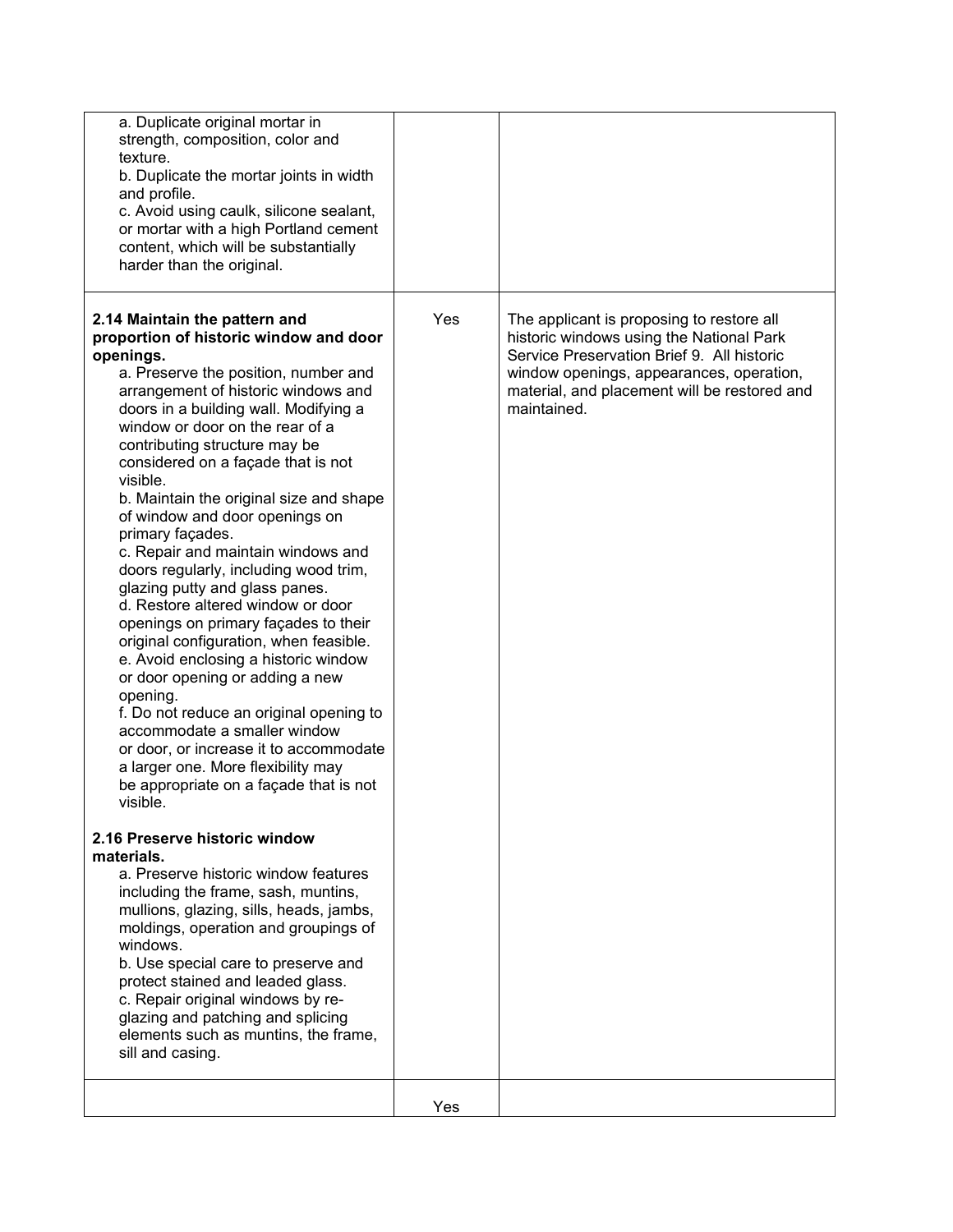| | | |
|---|---|---|
| a. Duplicate original mortar in strength, composition, color and texture.<br>b. Duplicate the mortar joints in width and profile.<br>c. Avoid using caulk, silicone sealant, or mortar with a high Portland cement content, which will be substantially harder than the original. | | |
| **2.14 Maintain the pattern and proportion of historic window and door openings.**<br>a. Preserve the position, number and arrangement of historic windows and doors in a building wall. Modifying a window or door on the rear of a contributing structure may be considered on a façade that is not visible.<br>b. Maintain the original size and shape of window and door openings on primary façades.<br>c. Repair and maintain windows and doors regularly, including wood trim, glazing putty and glass panes.<br>d. Restore altered window or door openings on primary façades to their original configuration, when feasible.<br>e. Avoid enclosing a historic window or door opening or adding a new opening.<br>f. Do not reduce an original opening to accommodate a smaller window or door, or increase it to accommodate a larger one. More flexibility may be appropriate on a façade that is not visible.<br><br>**2.16 Preserve historic window materials.**<br>a. Preserve historic window features including the frame, sash, muntins, mullions, glazing, sills, heads, jambs, moldings, operation and groupings of windows.<br>b. Use special care to preserve and protect stained and leaded glass.<br>c. Repair original windows by re-glazing and patching and splicing elements such as muntins, the frame, sill and casing. | Yes | The applicant is proposing to restore all historic windows using the National Park Service Preservation Brief 9. All historic window openings, appearances, operation, material, and placement will be restored and maintained. |
| | Yes | |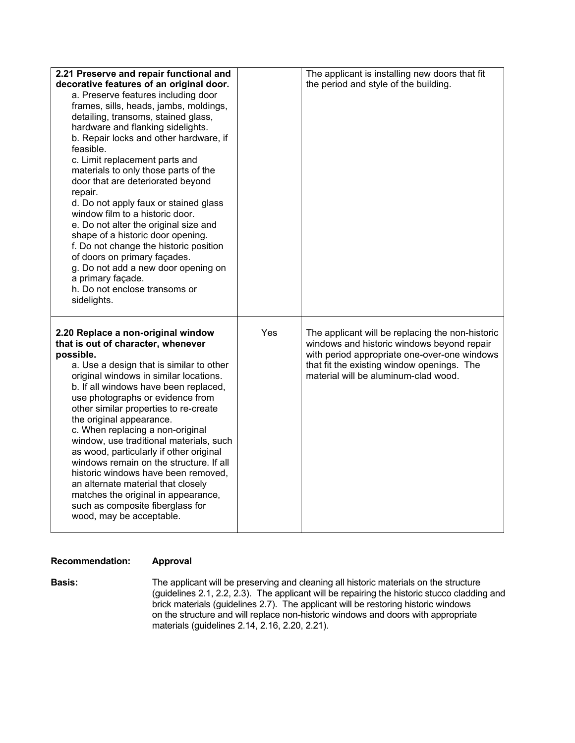| | | |
|---|---|---|
| **2.21 Preserve and repair functional and decorative features of an original door.**<br>a. Preserve features including door frames, sills, heads, jambs, moldings, detailing, transoms, stained glass, hardware and flanking sidelights.<br>b. Repair locks and other hardware, if feasible.<br>c. Limit replacement parts and materials to only those parts of the door that are deteriorated beyond repair.<br>d. Do not apply faux or stained glass window film to a historic door.<br>e. Do not alter the original size and shape of a historic door opening.<br>f. Do not change the historic position of doors on primary façades.<br>g. Do not add a new door opening on a primary façade.<br>h. Do not enclose transoms or sidelights. | | The applicant is installing new doors that fit the period and style of the building. |
| **2.20 Replace a non-original window that is out of character, whenever possible.**<br>a. Use a design that is similar to other original windows in similar locations.<br>b. If all windows have been replaced, use photographs or evidence from other similar properties to re-create the original appearance.<br>c. When replacing a non-original window, use traditional materials, such as wood, particularly if other original windows remain on the structure. If all historic windows have been removed, an alternate material that closely matches the original in appearance, such as composite fiberglass for wood, may be acceptable. | Yes | The applicant will be replacing the non-historic windows and historic windows beyond repair with period appropriate one-over-one windows that fit the existing window openings. The material will be aluminum-clad wood. |

**Recommendation:** **Approval**

**Basis:** The applicant will be preserving and cleaning all historic materials on the structure (guidelines 2.1, 2.2, 2.3). The applicant will be repairing the historic stucco cladding and brick materials (guidelines 2.7). The applicant will be restoring historic windows on the structure and will replace non-historic windows and doors with appropriate materials (guidelines 2.14, 2.16, 2.20, 2.21).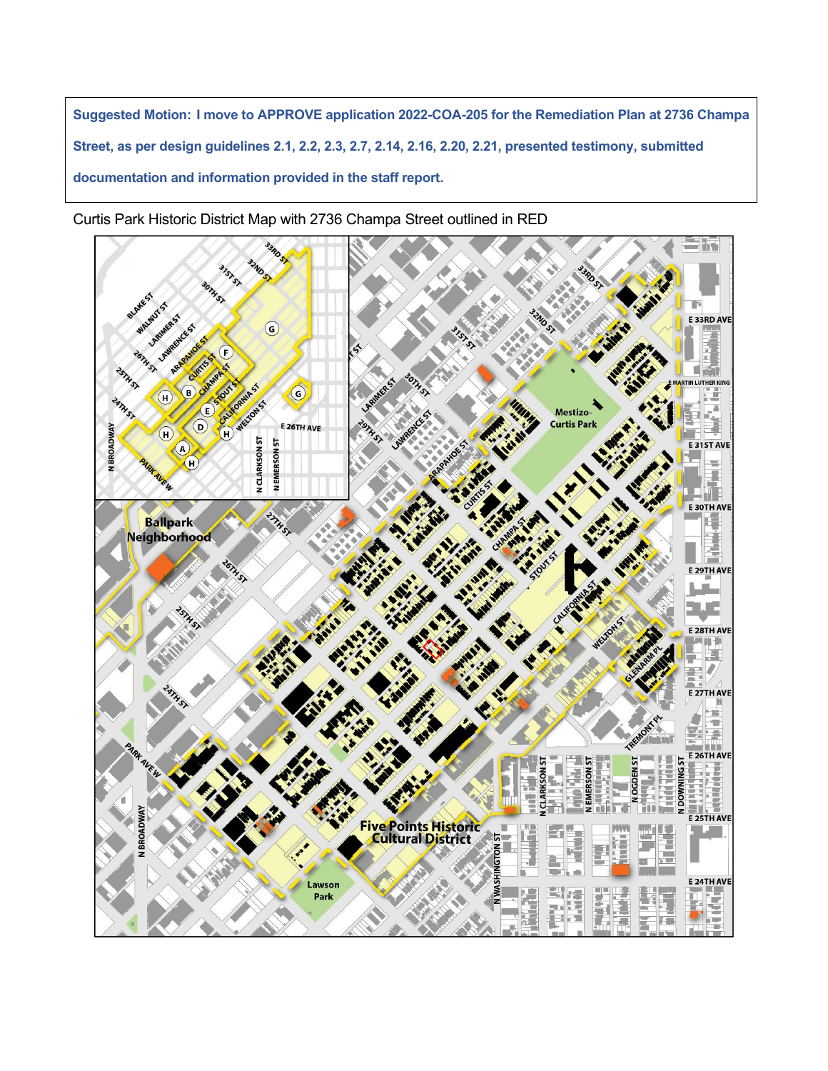**Suggested Motion: I move to APPROVE application 2022-COA-205 for the Remediation Plan at 2736 Champa Street, as per design guidelines 2.1, 2.2, 2.3, 2.7, 2.14, 2.16, 2.20, 2.21, presented testimony, submitted documentation and information provided in the staff report.**

Curtis Park Historic District Map with 2736 Champa Street outlined in RED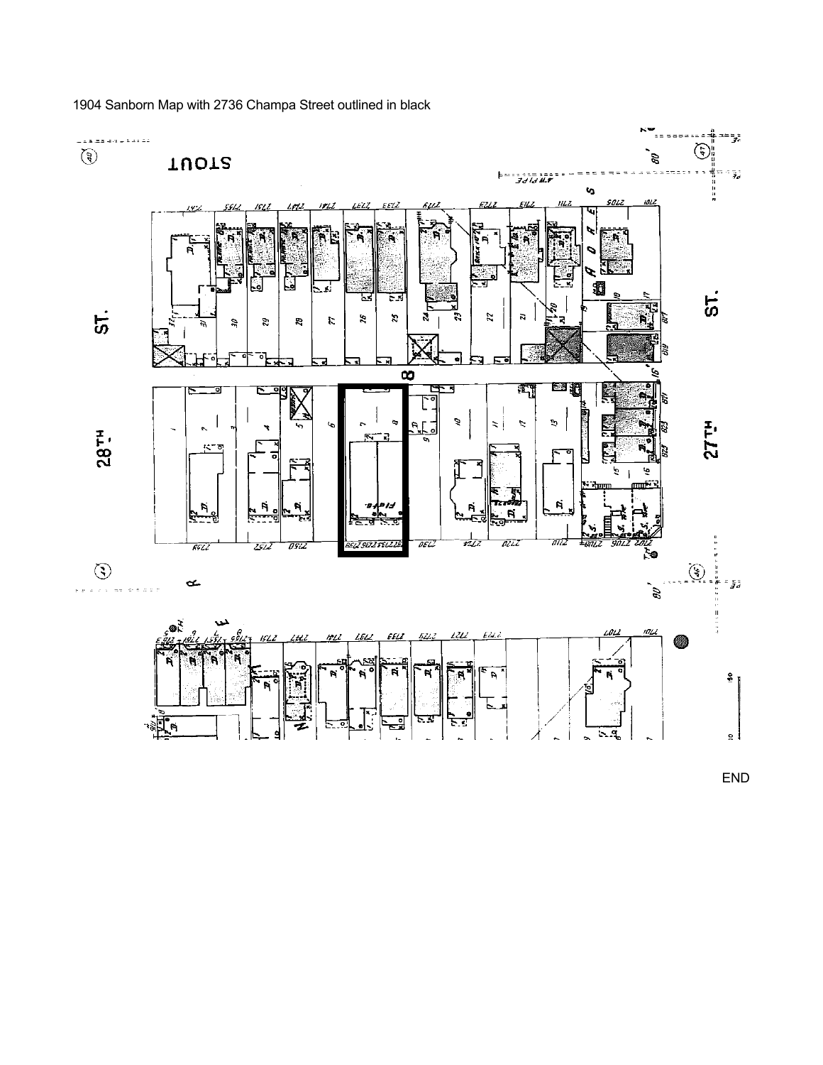1904 Sanborn Map with 2736 Champa Street outlined in black

END